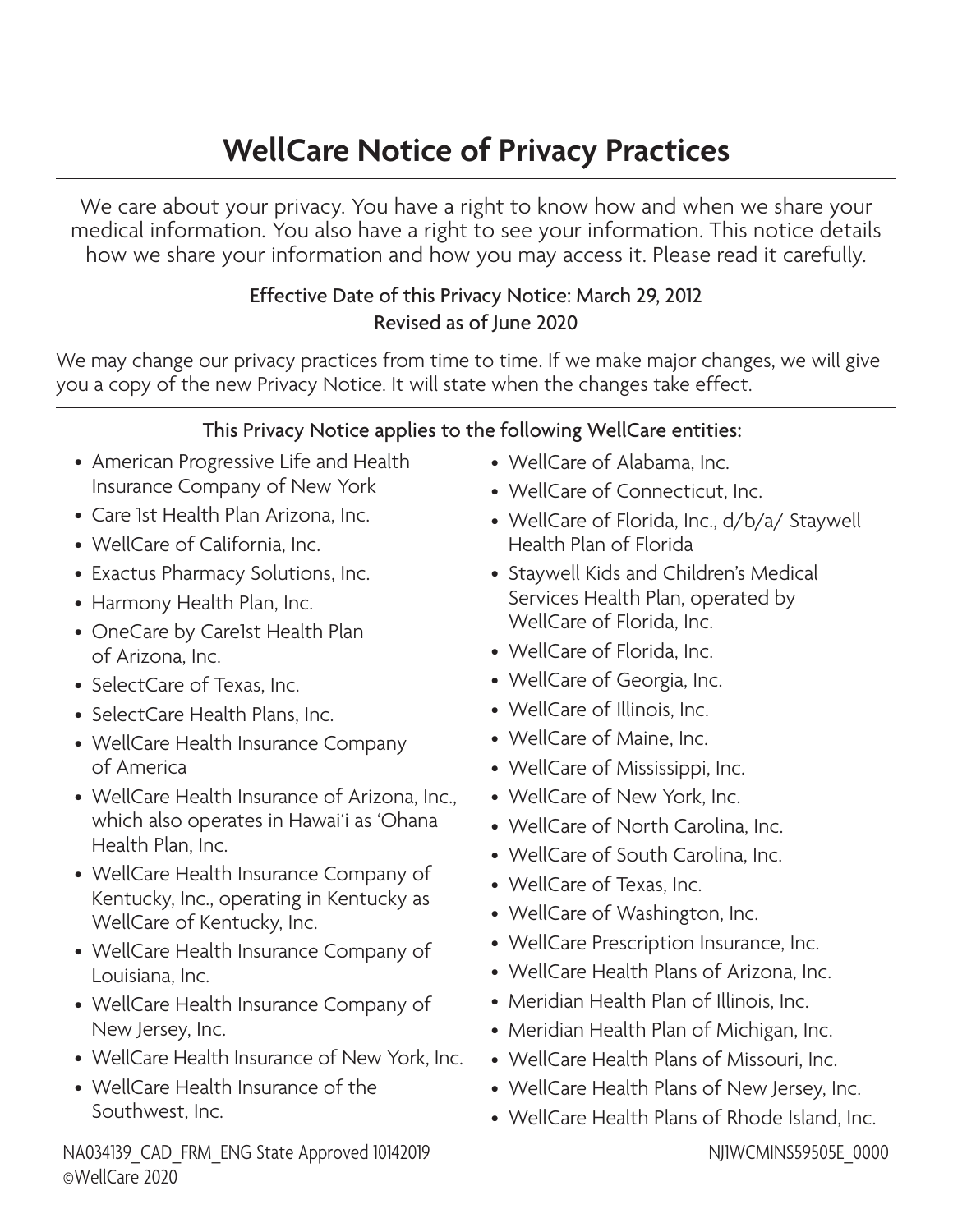# WellCare Notice of Privacy Practices

We care about your privacy. You have a right to know how and when we share your medical information. You also have a right to see your information. This notice details how we share your information and how you may access it. Please read it carefully.

Effective Date of this Privacy Notice: March 29, 2012
Revised as of June 2020

We may change our privacy practices from time to time. If we make major changes, we will give you a copy of the new Privacy Notice. It will state when the changes take effect.

This Privacy Notice applies to the following WellCare entities:

- American Progressive Life and Health Insurance Company of New York
- Care 1st Health Plan Arizona, Inc.
- WellCare of California, Inc.
- Exactus Pharmacy Solutions, Inc.
- Harmony Health Plan, Inc.
- OneCare by Care1st Health Plan of Arizona, Inc.
- SelectCare of Texas, Inc.
- SelectCare Health Plans, Inc.
- WellCare Health Insurance Company of America
- WellCare Health Insurance of Arizona, Inc., which also operates in Hawai'i as 'Ohana Health Plan, Inc.
- WellCare Health Insurance Company of Kentucky, Inc., operating in Kentucky as WellCare of Kentucky, Inc.
- WellCare Health Insurance Company of Louisiana, Inc.
- WellCare Health Insurance Company of New Jersey, Inc.
- WellCare Health Insurance of New York, Inc.
- WellCare Health Insurance of the Southwest, Inc.
- WellCare of Alabama, Inc.
- WellCare of Connecticut, Inc.
- WellCare of Florida, Inc., d/b/a/ Staywell Health Plan of Florida
- Staywell Kids and Children's Medical Services Health Plan, operated by WellCare of Florida, Inc.
- WellCare of Florida, Inc.
- WellCare of Georgia, Inc.
- WellCare of Illinois, Inc.
- WellCare of Maine, Inc.
- WellCare of Mississippi, Inc.
- WellCare of New York, Inc.
- WellCare of North Carolina, Inc.
- WellCare of South Carolina, Inc.
- WellCare of Texas, Inc.
- WellCare of Washington, Inc.
- WellCare Prescription Insurance, Inc.
- WellCare Health Plans of Arizona, Inc.
- Meridian Health Plan of Illinois, Inc.
- Meridian Health Plan of Michigan, Inc.
- WellCare Health Plans of Missouri, Inc.
- WellCare Health Plans of New Jersey, Inc.
- WellCare Health Plans of Rhode Island, Inc.

NA034139_CAD_FRM_ENG State Approved 10142019
©WellCare 2020

NJ1WCMINS59505E_0000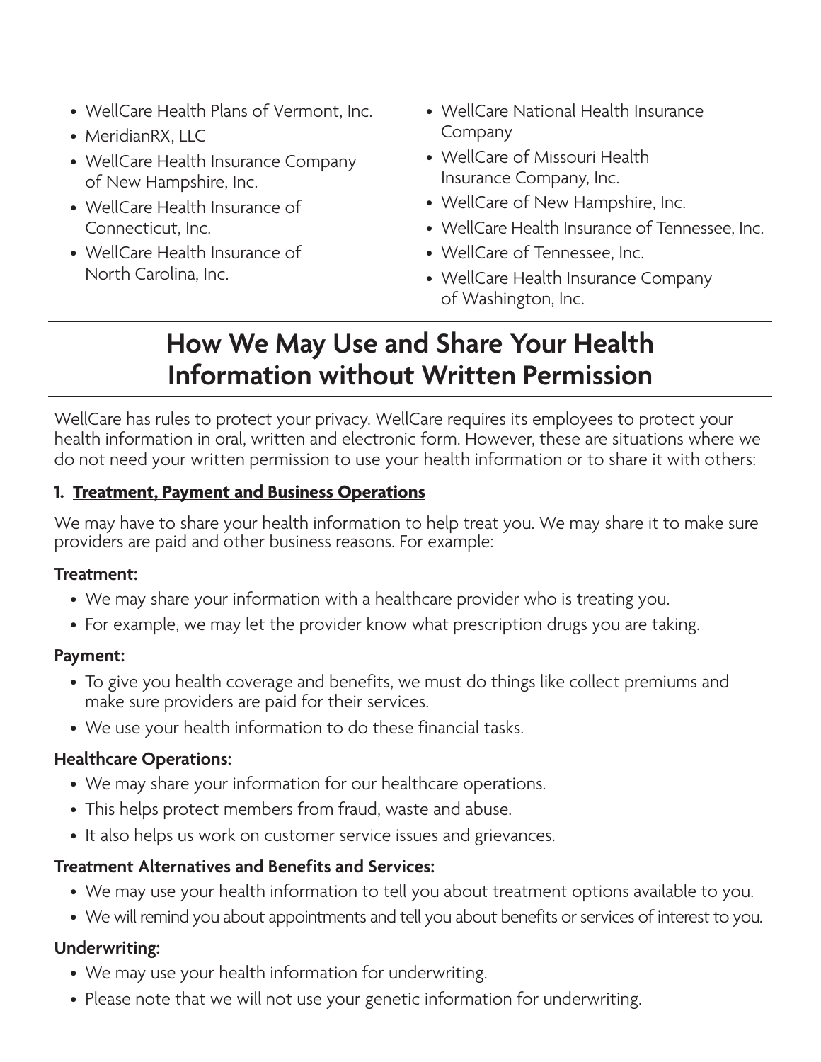- WellCare Health Plans of Vermont, Inc.
- MeridianRX, LLC
- WellCare Health Insurance Company of New Hampshire, Inc.
- WellCare Health Insurance of Connecticut, Inc.
- WellCare Health Insurance of North Carolina, Inc.
- WellCare National Health Insurance Company
- WellCare of Missouri Health Insurance Company, Inc.
- WellCare of New Hampshire, Inc.
- WellCare Health Insurance of Tennessee, Inc.
- WellCare of Tennessee, Inc.
- WellCare Health Insurance Company of Washington, Inc.

# How We May Use and Share Your Health Information without Written Permission

WellCare has rules to protect your privacy. WellCare requires its employees to protect your health information in oral, written and electronic form. However, these are situations where we do not need your written permission to use your health information or to share it with others:

**1. <u>Treatment, Payment and Business Operations</u>**

We may have to share your health information to help treat you. We may share it to make sure providers are paid and other business reasons. For example:

**Treatment:**

- We may share your information with a healthcare provider who is treating you.
- For example, we may let the provider know what prescription drugs you are taking.

**Payment:**

- To give you health coverage and benefits, we must do things like collect premiums and make sure providers are paid for their services.
- We use your health information to do these financial tasks.

**Healthcare Operations:**

- We may share your information for our healthcare operations.
- This helps protect members from fraud, waste and abuse.
- It also helps us work on customer service issues and grievances.

**Treatment Alternatives and Benefits and Services:**

- We may use your health information to tell you about treatment options available to you.
- We will remind you about appointments and tell you about benefits or services of interest to you.

**Underwriting:**

- We may use your health information for underwriting.
- Please note that we will not use your genetic information for underwriting.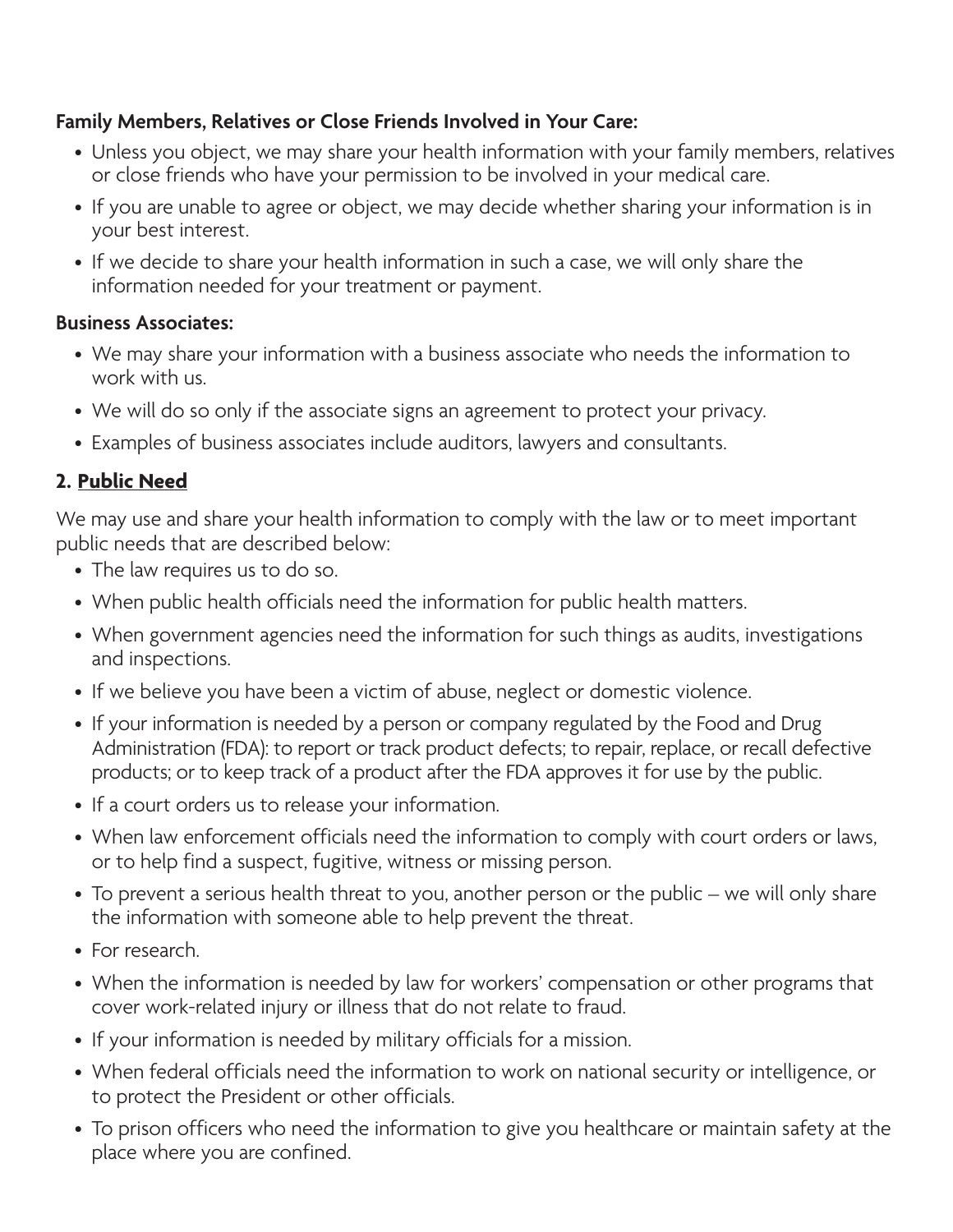**Family Members, Relatives or Close Friends Involved in Your Care:**

- Unless you object, we may share your health information with your family members, relatives or close friends who have your permission to be involved in your medical care.
- If you are unable to agree or object, we may decide whether sharing your information is in your best interest.
- If we decide to share your health information in such a case, we will only share the information needed for your treatment or payment.

**Business Associates:**

- We may share your information with a business associate who needs the information to work with us.
- We will do so only if the associate signs an agreement to protect your privacy.
- Examples of business associates include auditors, lawyers and consultants.

## 2. Public Need

We may use and share your health information to comply with the law or to meet important public needs that are described below:

- The law requires us to do so.
- When public health officials need the information for public health matters.
- When government agencies need the information for such things as audits, investigations and inspections.
- If we believe you have been a victim of abuse, neglect or domestic violence.
- If your information is needed by a person or company regulated by the Food and Drug Administration (FDA): to report or track product defects; to repair, replace, or recall defective products; or to keep track of a product after the FDA approves it for use by the public.
- If a court orders us to release your information.
- When law enforcement officials need the information to comply with court orders or laws, or to help find a suspect, fugitive, witness or missing person.
- To prevent a serious health threat to you, another person or the public – we will only share the information with someone able to help prevent the threat.
- For research.
- When the information is needed by law for workers' compensation or other programs that cover work-related injury or illness that do not relate to fraud.
- If your information is needed by military officials for a mission.
- When federal officials need the information to work on national security or intelligence, or to protect the President or other officials.
- To prison officers who need the information to give you healthcare or maintain safety at the place where you are confined.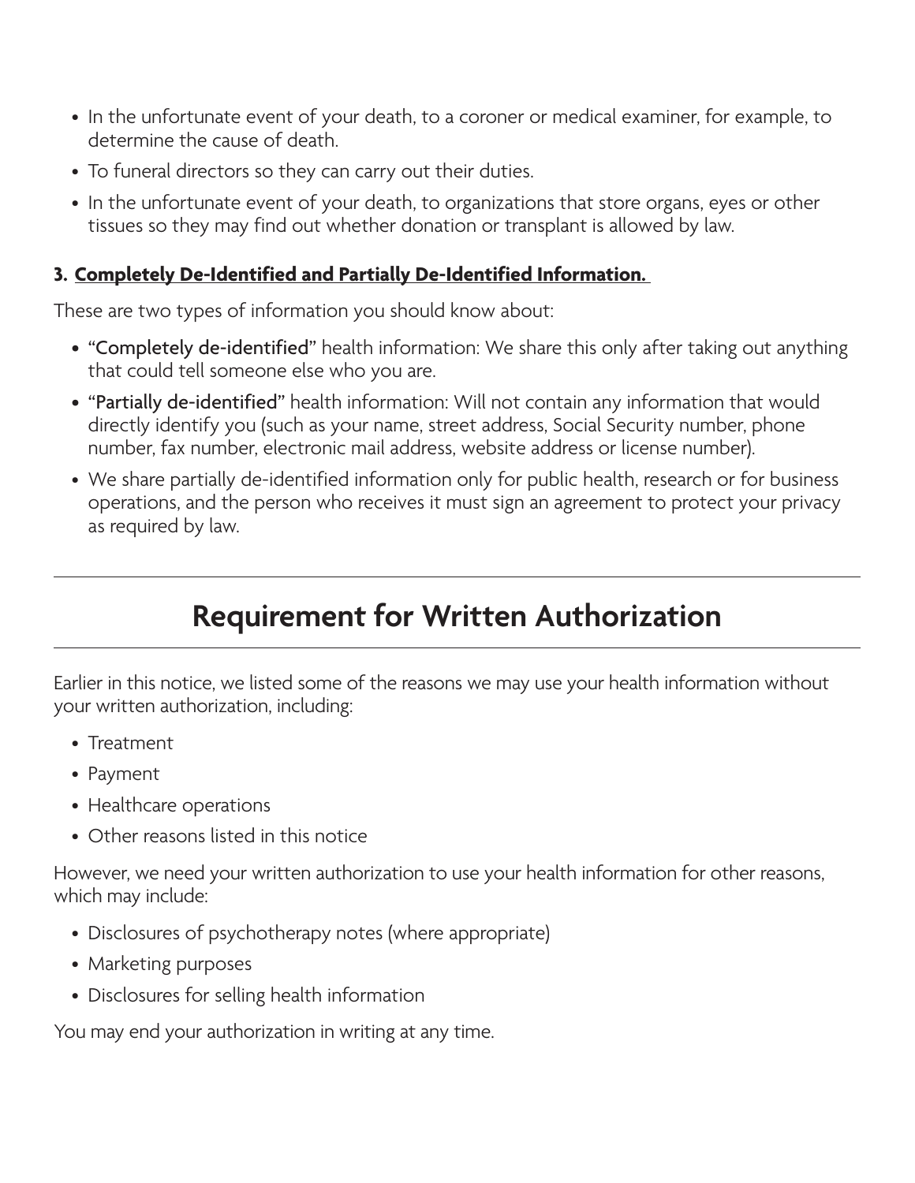- In the unfortunate event of your death, to a coroner or medical examiner, for example, to determine the cause of death.
- To funeral directors so they can carry out their duties.
- In the unfortunate event of your death, to organizations that store organs, eyes or other tissues so they may find out whether donation or transplant is allowed by law.

### 3. Completely De-Identified and Partially De-Identified Information.

These are two types of information you should know about:

- "Completely de-identified" health information: We share this only after taking out anything that could tell someone else who you are.
- "Partially de-identified" health information: Will not contain any information that would directly identify you (such as your name, street address, Social Security number, phone number, fax number, electronic mail address, website address or license number).
- We share partially de-identified information only for public health, research or for business operations, and the person who receives it must sign an agreement to protect your privacy as required by law.

---

## Requirement for Written Authorization

---

Earlier in this notice, we listed some of the reasons we may use your health information without your written authorization, including:

- Treatment
- Payment
- Healthcare operations
- Other reasons listed in this notice

However, we need your written authorization to use your health information for other reasons, which may include:

- Disclosures of psychotherapy notes (where appropriate)
- Marketing purposes
- Disclosures for selling health information

You may end your authorization in writing at any time.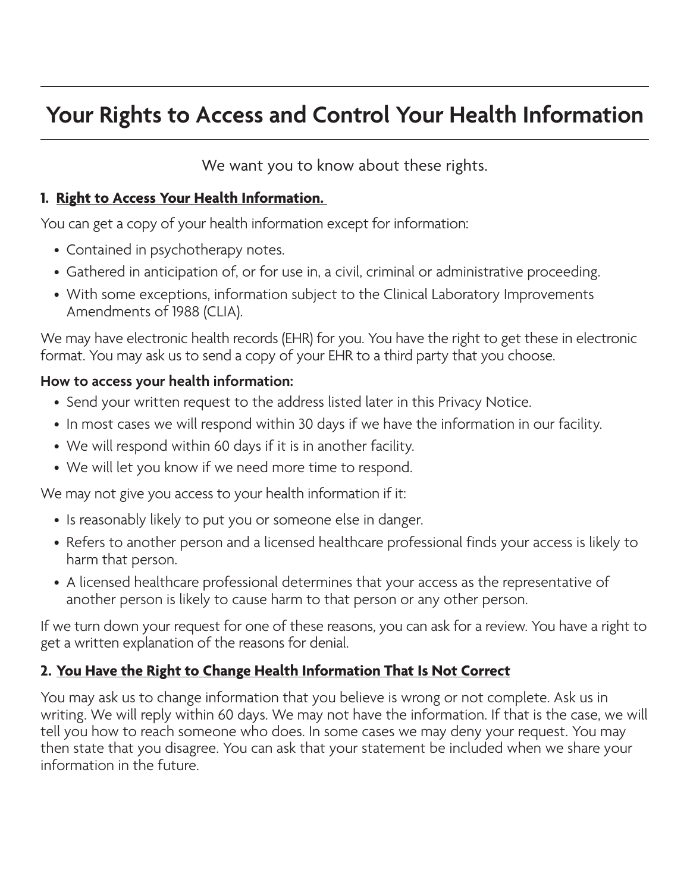# Your Rights to Access and Control Your Health Information

We want you to know about these rights.

### 1. Right to Access Your Health Information.

You can get a copy of your health information except for information:

- Contained in psychotherapy notes.
- Gathered in anticipation of, or for use in, a civil, criminal or administrative proceeding.
- With some exceptions, information subject to the Clinical Laboratory Improvements Amendments of 1988 (CLIA).

We may have electronic health records (EHR) for you. You have the right to get these in electronic format. You may ask us to send a copy of your EHR to a third party that you choose.

**How to access your health information:**

- Send your written request to the address listed later in this Privacy Notice.
- In most cases we will respond within 30 days if we have the information in our facility.
- We will respond within 60 days if it is in another facility.
- We will let you know if we need more time to respond.

We may not give you access to your health information if it:

- Is reasonably likely to put you or someone else in danger.
- Refers to another person and a licensed healthcare professional finds your access is likely to harm that person.
- A licensed healthcare professional determines that your access as the representative of another person is likely to cause harm to that person or any other person.

If we turn down your request for one of these reasons, you can ask for a review. You have a right to get a written explanation of the reasons for denial.

### 2. You Have the Right to Change Health Information That Is Not Correct

You may ask us to change information that you believe is wrong or not complete. Ask us in writing. We will reply within 60 days. We may not have the information. If that is the case, we will tell you how to reach someone who does. In some cases we may deny your request. You may then state that you disagree. You can ask that your statement be included when we share your information in the future.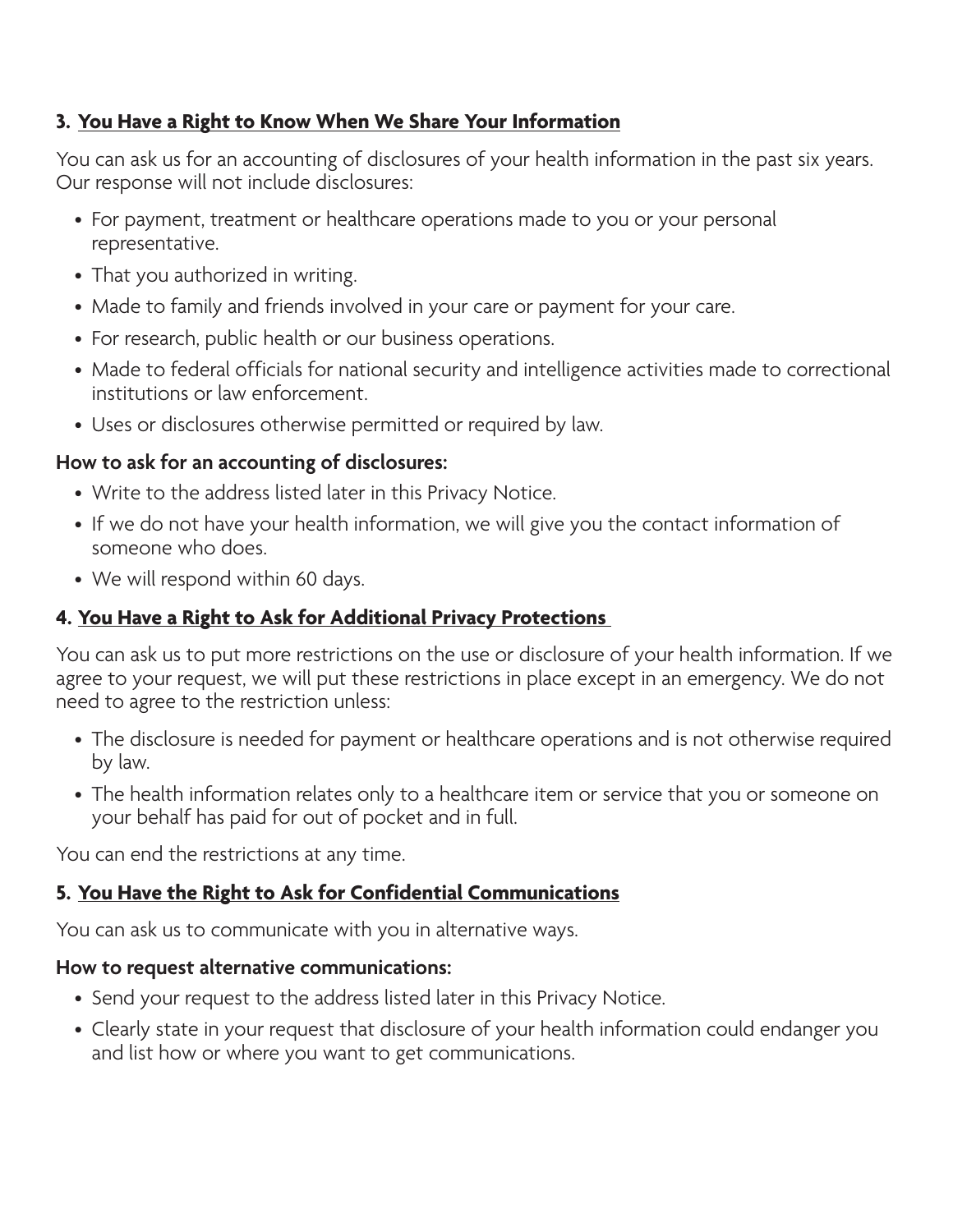### 3. You Have a Right to Know When We Share Your Information

You can ask us for an accounting of disclosures of your health information in the past six years. Our response will not include disclosures:

- For payment, treatment or healthcare operations made to you or your personal representative.
- That you authorized in writing.
- Made to family and friends involved in your care or payment for your care.
- For research, public health or our business operations.
- Made to federal officials for national security and intelligence activities made to correctional institutions or law enforcement.
- Uses or disclosures otherwise permitted or required by law.

**How to ask for an accounting of disclosures:**

- Write to the address listed later in this Privacy Notice.
- If we do not have your health information, we will give you the contact information of someone who does.
- We will respond within 60 days.

### 4. You Have a Right to Ask for Additional Privacy Protections

You can ask us to put more restrictions on the use or disclosure of your health information. If we agree to your request, we will put these restrictions in place except in an emergency. We do not need to agree to the restriction unless:

- The disclosure is needed for payment or healthcare operations and is not otherwise required by law.
- The health information relates only to a healthcare item or service that you or someone on your behalf has paid for out of pocket and in full.

You can end the restrictions at any time.

### 5. You Have the Right to Ask for Confidential Communications

You can ask us to communicate with you in alternative ways.

**How to request alternative communications:**

- Send your request to the address listed later in this Privacy Notice.
- Clearly state in your request that disclosure of your health information could endanger you and list how or where you want to get communications.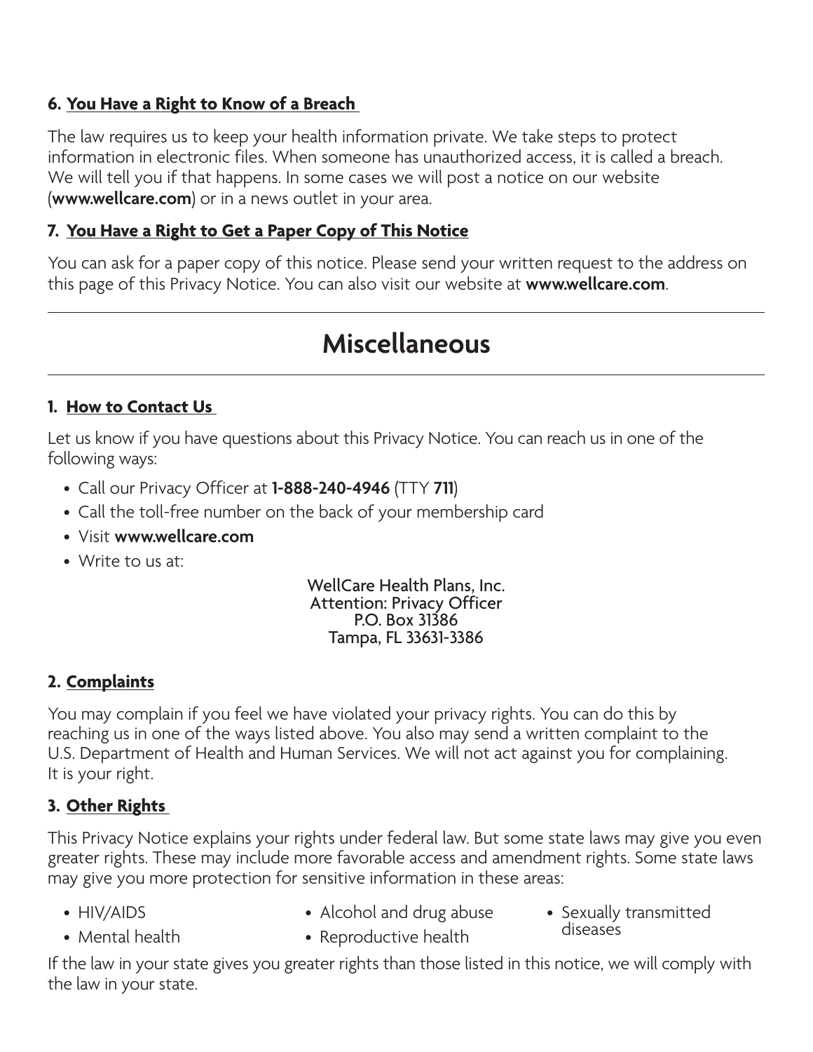**6. You Have a Right to Know of a Breach**

The law requires us to keep your health information private. We take steps to protect information in electronic files. When someone has unauthorized access, it is called a breach. We will tell you if that happens. In some cases we will post a notice on our website (**www.wellcare.com**) or in a news outlet in your area.

**7. You Have a Right to Get a Paper Copy of This Notice**

You can ask for a paper copy of this notice. Please send your written request to the address on this page of this Privacy Notice. You can also visit our website at **www.wellcare.com**.

---

# Miscellaneous

---

**1. How to Contact Us**

Let us know if you have questions about this Privacy Notice. You can reach us in one of the following ways:

- Call our Privacy Officer at **1-888-240-4946** (TTY **711**)
- Call the toll-free number on the back of your membership card
- Visit **www.wellcare.com**
- Write to us at:

WellCare Health Plans, Inc.
Attention: Privacy Officer
P.O. Box 31386
Tampa, FL 33631-3386

**2. Complaints**

You may complain if you feel we have violated your privacy rights. You can do this by reaching us in one of the ways listed above. You also may send a written complaint to the U.S. Department of Health and Human Services. We will not act against you for complaining. It is your right.

**3. Other Rights**

This Privacy Notice explains your rights under federal law. But some state laws may give you even greater rights. These may include more favorable access and amendment rights. Some state laws may give you more protection for sensitive information in these areas:

- HIV/AIDS
- Mental health
- Alcohol and drug abuse
- Reproductive health
- Sexually transmitted diseases

If the law in your state gives you greater rights than those listed in this notice, we will comply with the law in your state.